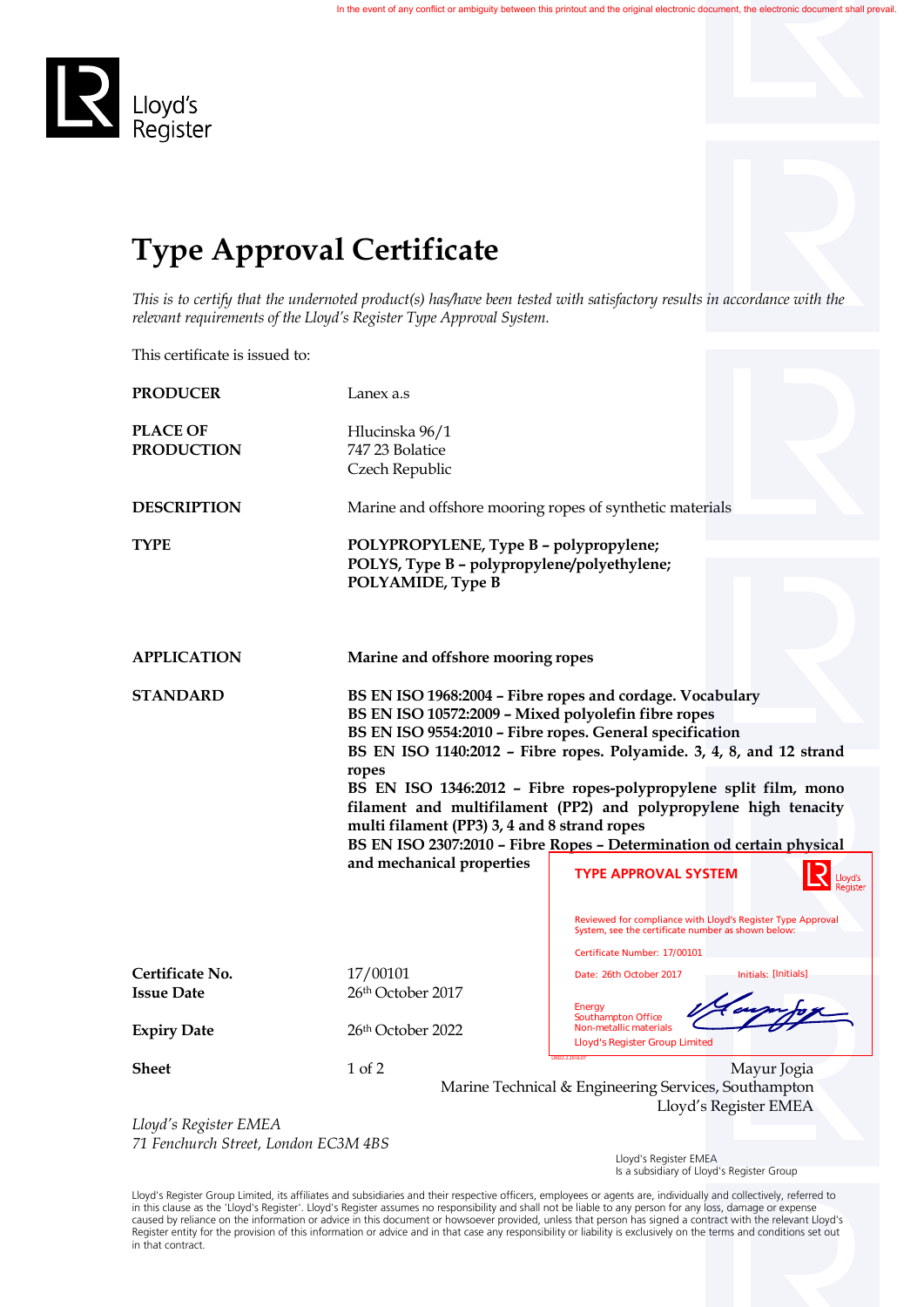In the event of any conflict or ambiguity between this printout and the original electronic document, the electronic document shall prevail.

Lloyd's Register

# Type Approval Certificate

*This is to certify that the undernoted product(s) has/have been tested with satisfactory results in accordance with the relevant requirements of the Lloyd's Register Type Approval System.*

This certificate is issued to:

| | |
|---|---|
| **PRODUCER** | Lanex a.s |
| **PLACE OF PRODUCTION** | Hlucinska 96/1<br>747 23 Bolatice<br>Czech Republic |
| **DESCRIPTION** | Marine and offshore mooring ropes of synthetic materials |
| **TYPE** | **POLYPROPYLENE, Type B – polypropylene;**<br>**POLYS, Type B – polypropylene/polyethylene;**<br>**POLYAMIDE, Type B** |
| **APPLICATION** | **Marine and offshore mooring ropes** |
| **STANDARD** | **BS EN ISO 1968:2004 – Fibre ropes and cordage. Vocabulary**<br>**BS EN ISO 10572:2009 – Mixed polyolefin fibre ropes**<br>**BS EN ISO 9554:2010 – Fibre ropes. General specification**<br>**BS EN ISO 1140:2012 – Fibre ropes. Polyamide. 3, 4, 8, and 12 strand ropes**<br>**BS EN ISO 1346:2012 – Fibre ropes-polypropylene split film, mono filament and multifilament (PP2) and polypropylene high tenacity multi filament (PP3) 3, 4 and 8 strand ropes**<br>**BS EN ISO 2307:2010 – Fibre Ropes – Determination od certain physical and mechanical properties** |
| **Certificate No.** | 17/00101 |
| **Issue Date** | 26th October 2017 |
| **Expiry Date** | 26th October 2022 |
| **Sheet** | 1 of 2 |

**TYPE APPROVAL SYSTEM**

Reviewed for compliance with Lloyd's Register Type Approval System, see the certificate number as shown below:

Certificate Number: 17/00101

Date: 26th October 2017 Initials: [Initials]

Energy
Southampton Office
Non-metallic materials
Lloyd's Register Group Limited

Mayur Jogia
Marine Technical & Engineering Services, Southampton
Lloyd's Register EMEA

*Lloyd's Register EMEA*
*71 Fenchurch Street, London EC3M 4BS*

Lloyd's Register EMEA
Is a subsidiary of Lloyd's Register Group

Lloyd's Register Group Limited, its affiliates and subsidiaries and their respective officers, employees or agents are, individually and collectively, referred to in this clause as the 'Lloyd's Register'. Lloyd's Register assumes no responsibility and shall not be liable to any person for any loss, damage or expense caused by reliance on the information or advice in this document or howsoever provided, unless that person has signed a contract with the relevant Lloyd's Register entity for the provision of this information or advice and in that case any responsibility or liability is exclusively on the terms and conditions set out in that contract.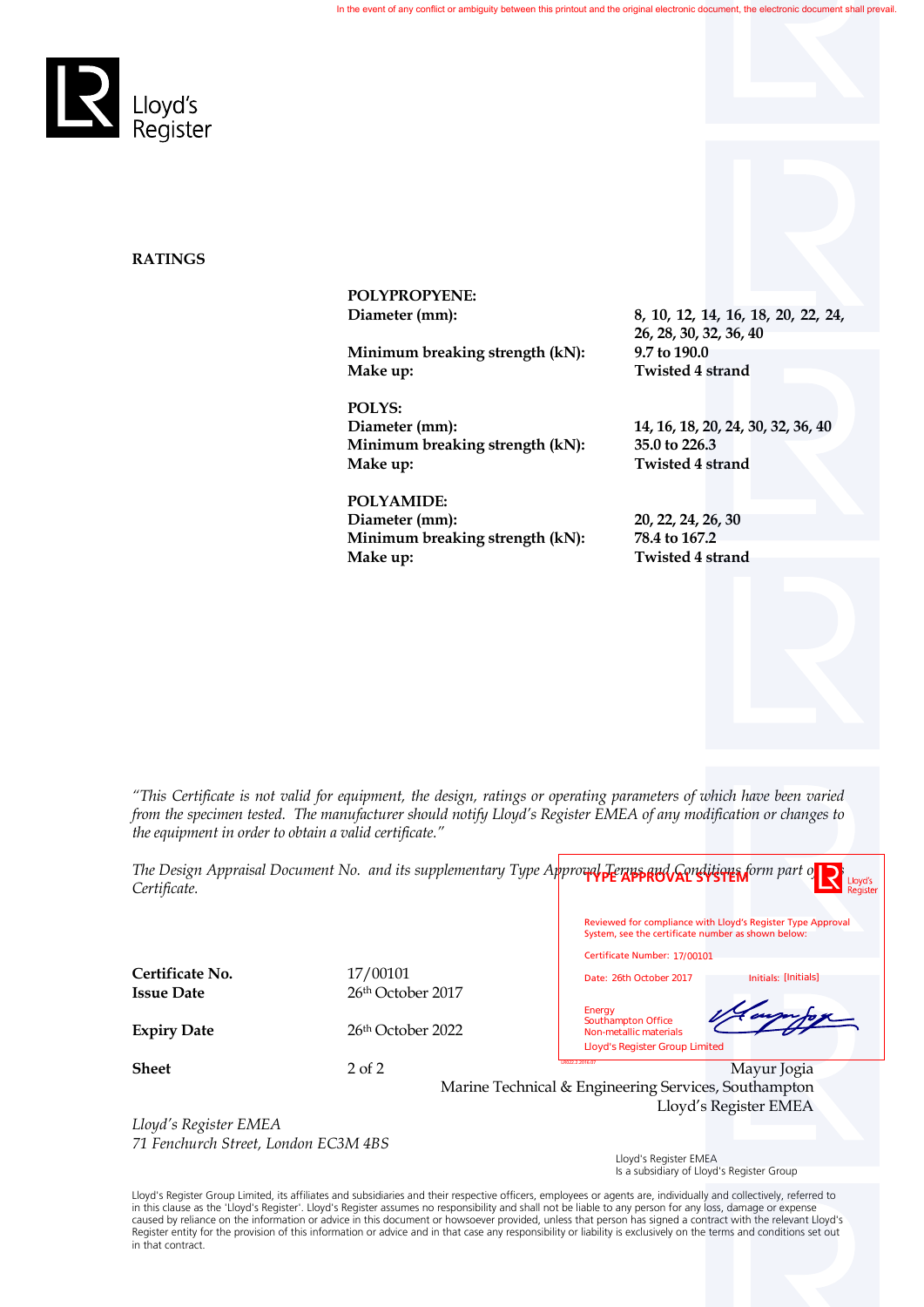In the event of any conflict or ambiguity between this printout and the original electronic document, the electronic document shall prevail.

Lloyd's Register

**RATINGS**

| | |
|---|---|
| **POLYPROPYENE:** | |
| **Diameter (mm):** | **8, 10, 12, 14, 16, 18, 20, 22, 24, 26, 28, 30, 32, 36, 40** |
| **Minimum breaking strength (kN):** | **9.7 to 190.0** |
| **Make up:** | **Twisted 4 strand** |
| **POLYS:** | |
| **Diameter (mm):** | **14, 16, 18, 20, 24, 30, 32, 36, 40** |
| **Minimum breaking strength (kN):** | **35.0 to 226.3** |
| **Make up:** | **Twisted 4 strand** |
| **POLYAMIDE:** | |
| **Diameter (mm):** | **20, 22, 24, 26, 30** |
| **Minimum breaking strength (kN):** | **78.4 to 167.2** |
| **Make up:** | **Twisted 4 strand** |

*"This Certificate is not valid for equipment, the design, ratings or operating parameters of which have been varied from the specimen tested. The manufacturer should notify Lloyd's Register EMEA of any modification or changes to the equipment in order to obtain a valid certificate."*

*The Design Appraisal Document No. and its supplementary Type Approval Terms and Conditions form part of this Certificate.*

**TYPE APPROVAL SYSTEM**

Reviewed for compliance with Lloyd's Register Type Approval System, see the certificate number as shown below:

Certificate Number: 17/00101

Date: 26th October 2017 Initials: [Initials]

Energy
Southampton Office
Non-metallic materials
Lloyd's Register Group Limited

| | |
|---|---|
| **Certificate No.** | 17/00101 |
| **Issue Date** | 26th October 2017 |
| **Expiry Date** | 26th October 2022 |
| **Sheet** | 2 of 2 |

Mayur Jogia
Marine Technical & Engineering Services, Southampton
Lloyd's Register EMEA

*Lloyd's Register EMEA*
*71 Fenchurch Street, London EC3M 4BS*

Lloyd's Register EMEA
Is a subsidiary of Lloyd's Register Group

Lloyd's Register Group Limited, its affiliates and subsidiaries and their respective officers, employees or agents are, individually and collectively, referred to in this clause as the 'Lloyd's Register'. Lloyd's Register assumes no responsibility and shall not be liable to any person for any loss, damage or expense caused by reliance on the information or advice in this document or howsoever provided, unless that person has signed a contract with the relevant Lloyd's Register entity for the provision of this information or advice and in that case any responsibility or liability is exclusively on the terms and conditions set out in that contract.